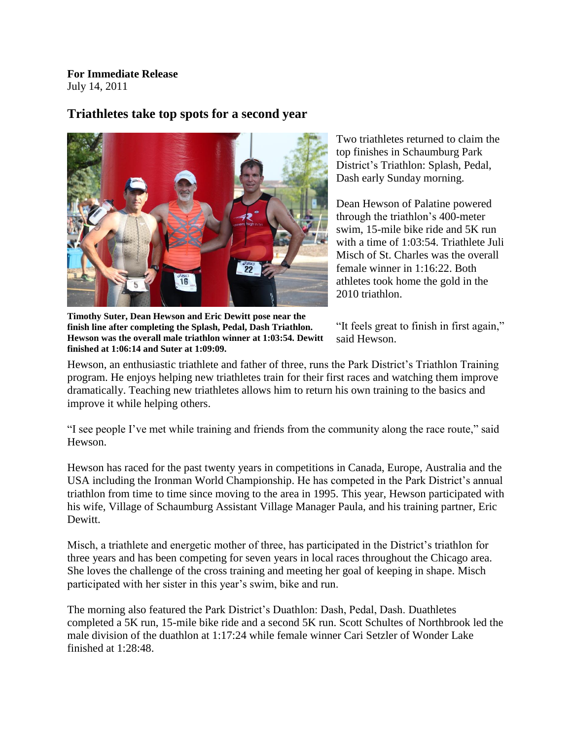**For Immediate Release**
July 14, 2011

## Triathletes take top spots for a second year

**Timothy Suter, Dean Hewson and Eric Dewitt pose near the finish line after completing the Splash, Pedal, Dash Triathlon. Hewson was the overall male triathlon winner at 1:03:54. Dewitt finished at 1:06:14 and Suter at 1:09:09.**

Two triathletes returned to claim the top finishes in Schaumburg Park District's Triathlon: Splash, Pedal, Dash early Sunday morning.

Dean Hewson of Palatine powered through the triathlon's 400-meter swim, 15-mile bike ride and 5K run with a time of 1:03:54. Triathlete Juli Misch of St. Charles was the overall female winner in 1:16:22. Both athletes took home the gold in the 2010 triathlon.

"It feels great to finish in first again," said Hewson.

Hewson, an enthusiastic triathlete and father of three, runs the Park District's Triathlon Training program. He enjoys helping new triathletes train for their first races and watching them improve dramatically. Teaching new triathletes allows him to return his own training to the basics and improve it while helping others.

"I see people I've met while training and friends from the community along the race route," said Hewson.

Hewson has raced for the past twenty years in competitions in Canada, Europe, Australia and the USA including the Ironman World Championship. He has competed in the Park District's annual triathlon from time to time since moving to the area in 1995. This year, Hewson participated with his wife, Village of Schaumburg Assistant Village Manager Paula, and his training partner, Eric Dewitt.

Misch, a triathlete and energetic mother of three, has participated in the District's triathlon for three years and has been competing for seven years in local races throughout the Chicago area. She loves the challenge of the cross training and meeting her goal of keeping in shape. Misch participated with her sister in this year's swim, bike and run.

The morning also featured the Park District's Duathlon: Dash, Pedal, Dash. Duathletes completed a 5K run, 15-mile bike ride and a second 5K run. Scott Schultes of Northbrook led the male division of the duathlon at 1:17:24 while female winner Cari Setzler of Wonder Lake finished at 1:28:48.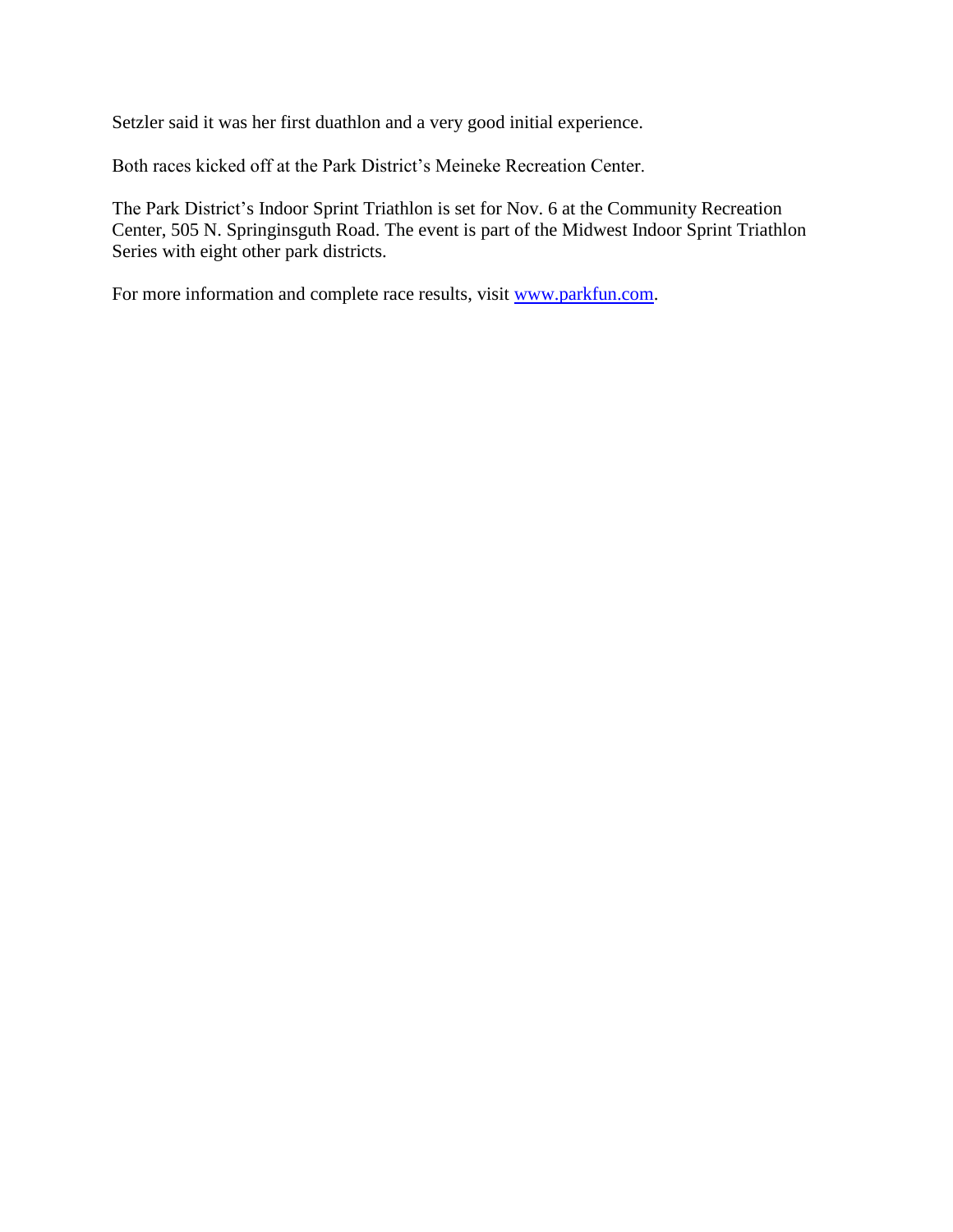Setzler said it was her first duathlon and a very good initial experience.

Both races kicked off at the Park District's Meineke Recreation Center.

The Park District's Indoor Sprint Triathlon is set for Nov. 6 at the Community Recreation Center, 505 N. Springinsguth Road. The event is part of the Midwest Indoor Sprint Triathlon Series with eight other park districts.

For more information and complete race results, visit [www.parkfun.com](http://www.parkfun.com).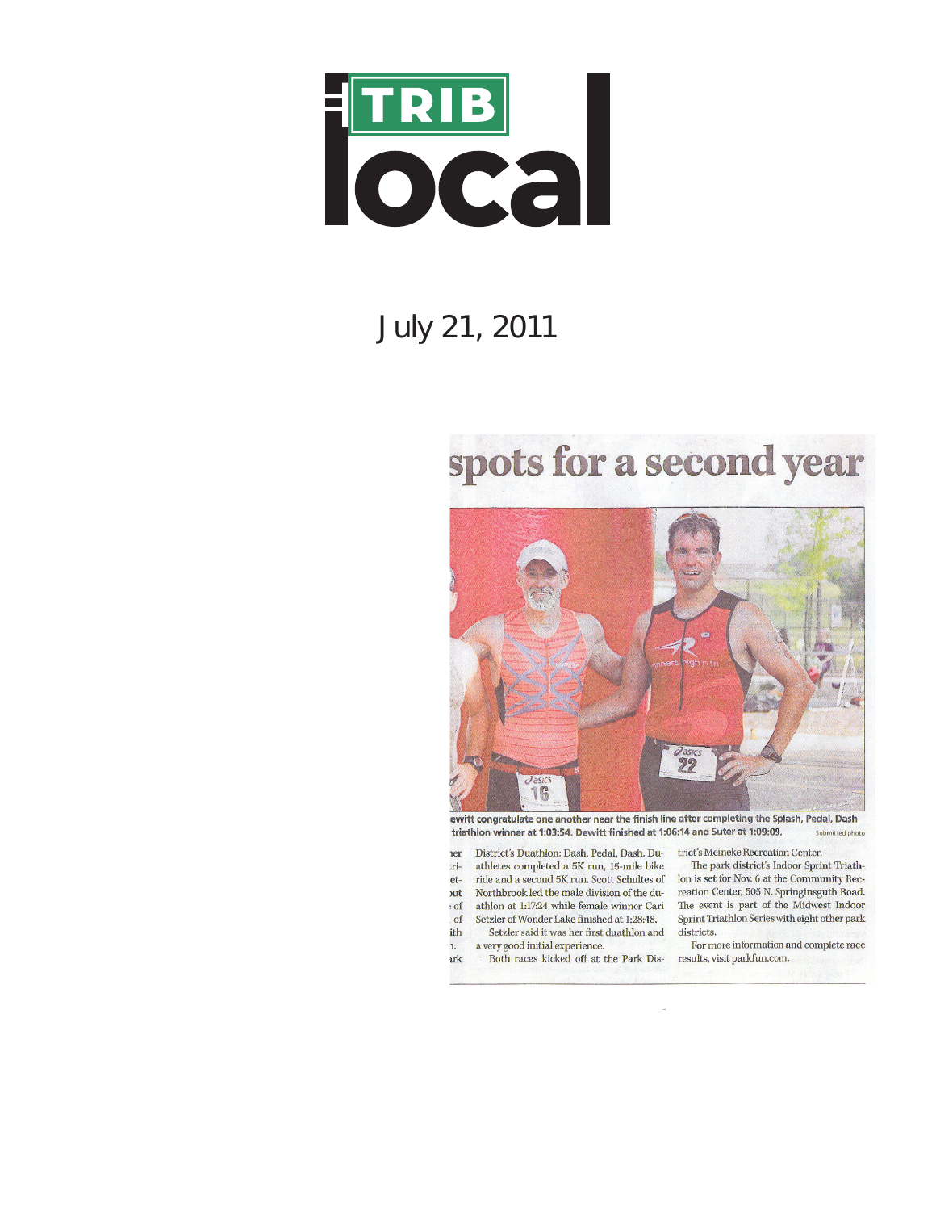# TRIB local

July 21, 2011

## spots for a second year

ewitt congratulate one another near the finish line after completing the Splash, Pedal, Dash triathlon winner at 1:03:54. Dewitt finished at 1:06:14 and Suter at 1:09:09. Submitted photo

ner
tri-
et-
out
of
of
ith
n.
ark

District's Duathlon: Dash, Pedal, Dash. Duathletes completed a 5K run, 15-mile bike ride and a second 5K run. Scott Schultes of Northbrook led the male division of the duathlon at 1:17:24 while female winner Cari Setzler of Wonder Lake finished at 1:28:48.

Setzler said it was her first duathlon and a very good initial experience.

Both races kicked off at the Park District's Meineke Recreation Center.

The park district's Indoor Sprint Triathlon is set for Nov. 6 at the Community Recreation Center, 505 N. Springinsguth Road. The event is part of the Midwest Indoor Sprint Triathlon Series with eight other park districts.

For more information and complete race results, visit parkfun.com.